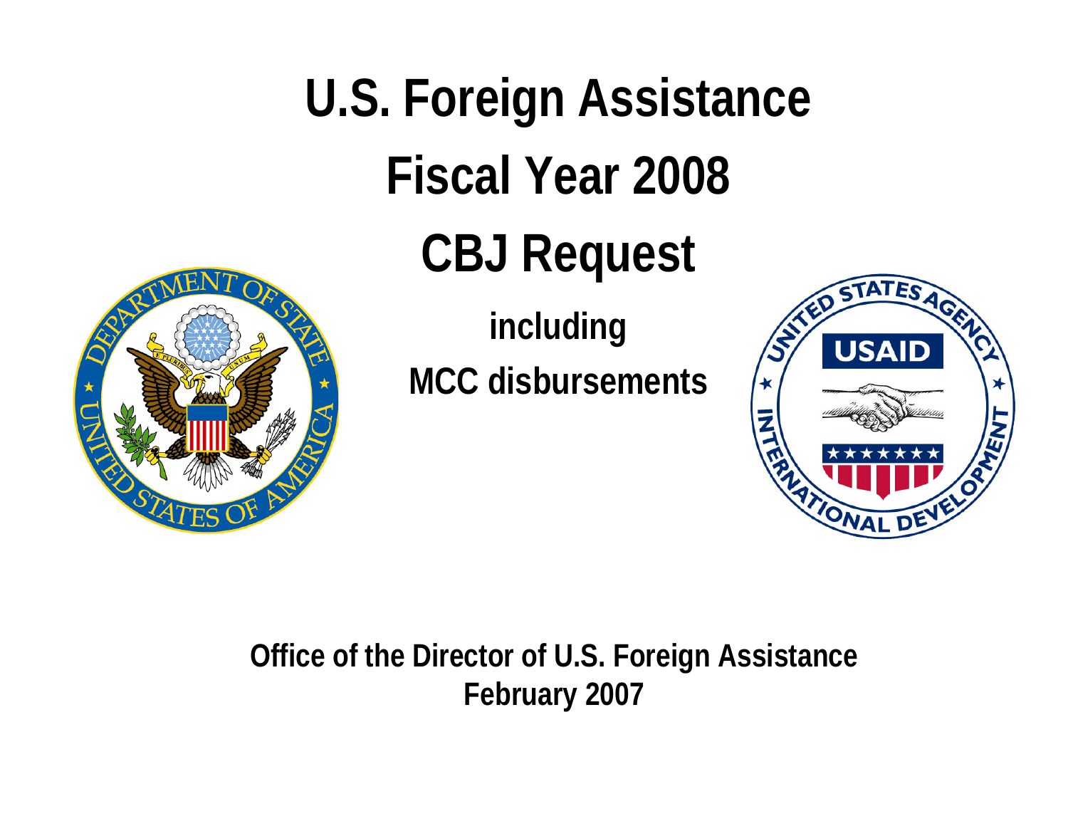# U.S. Foreign Assistance

# Fiscal Year 2008

# CBJ Request

## including

## MCC disbursements

**Office of the Director of U.S. Foreign Assistance**
**February 2007**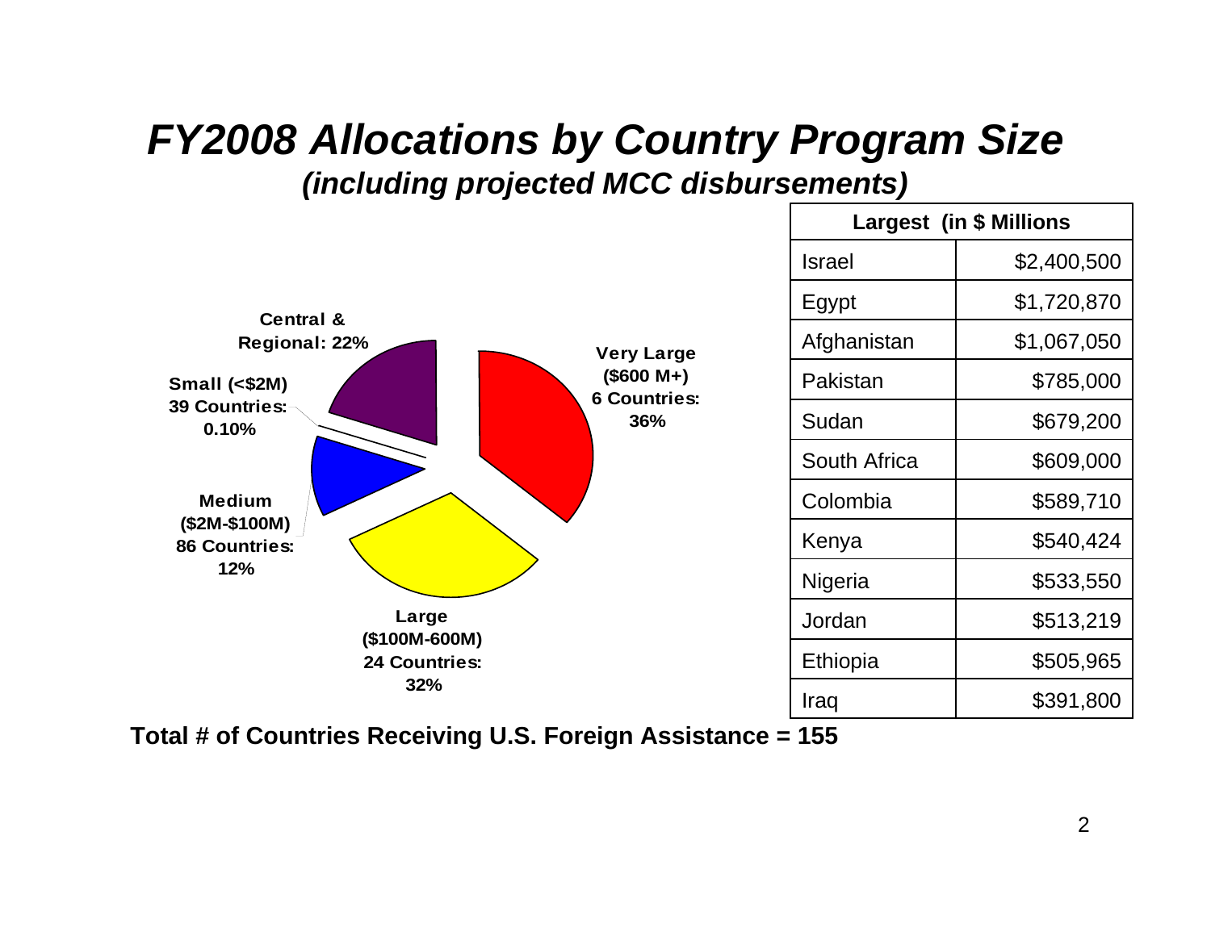# *FY2008 Allocations by Country Program Size*

***(including projected MCC disbursements)***

**Central & Regional: 22%**

**Small (<$2M) 39 Countries: 0.10%**

**Medium ($2M-$100M) 86 Countries: 12%**

**Large ($100M-600M) 24 Countries: 32%**

**Very Large ($600 M+) 6 Countries: 36%**

| **Largest (in $ Millions** | |
|---|---|
| Israel | $2,400,500 |
| Egypt | $1,720,870 |
| Afghanistan | $1,067,050 |
| Pakistan | $785,000 |
| Sudan | $679,200 |
| South Africa | $609,000 |
| Colombia | $589,710 |
| Kenya | $540,424 |
| Nigeria | $533,550 |
| Jordan | $513,219 |
| Ethiopia | $505,965 |
| Iraq | $391,800 |

**Total # of Countries Receiving U.S. Foreign Assistance = 155**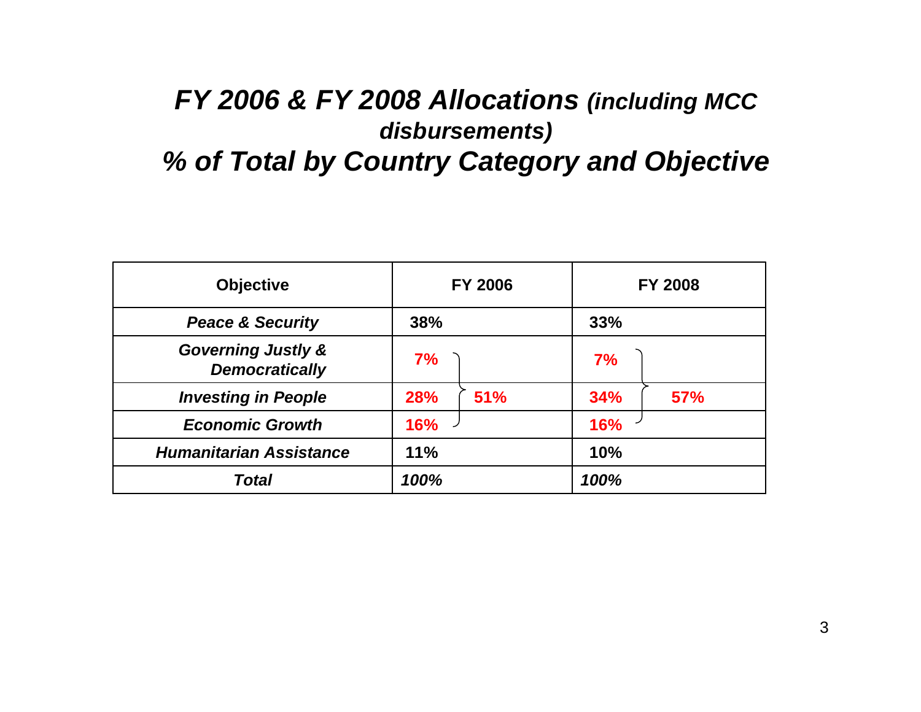# *FY 2006 & FY 2008 Allocations (including MCC disbursements)*
# *% of Total by Country Category and Objective*

| Objective | FY 2006 | | FY 2008 | |
|---|---|---|---|---|
| ***Peace & Security*** | **38%** | | **33%** | |
| ***Governing Justly & Democratically*** | **7%** | | **7%** | |
| ***Investing in People*** | **28%** | **51%** | **34%** | **57%** |
| ***Economic Growth*** | **16%** | | **16%** | |
| ***Humanitarian Assistance*** | **11%** | | **10%** | |
| ***Total*** | ***100%*** | | ***100%*** | |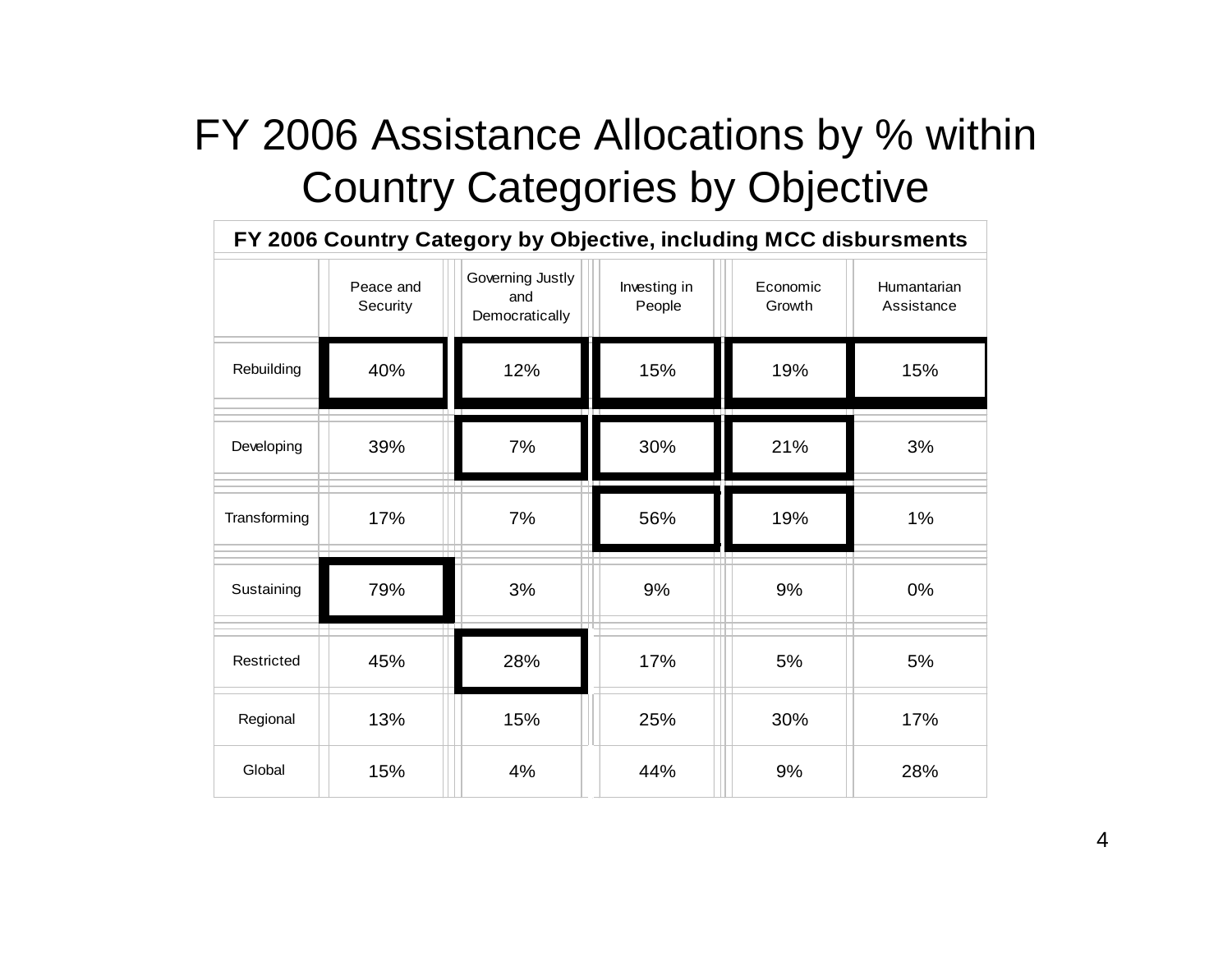# FY 2006 Assistance Allocations by % within Country Categories by Objective

**FY 2006 Country Category by Objective, including MCC disbursments**

| | Peace and Security | Governing Justly and Democratically | Investing in People | Economic Growth | Humantarian Assistance |
|---|---|---|---|---|---|
| Rebuilding | 40% | 12% | 15% | 19% | 15% |
| Developing | 39% | 7% | 30% | 21% | 3% |
| Transforming | 17% | 7% | 56% | 19% | 1% |
| Sustaining | 79% | 3% | 9% | 9% | 0% |
| Restricted | 45% | 28% | 17% | 5% | 5% |
| Regional | 13% | 15% | 25% | 30% | 17% |
| Global | 15% | 4% | 44% | 9% | 28% |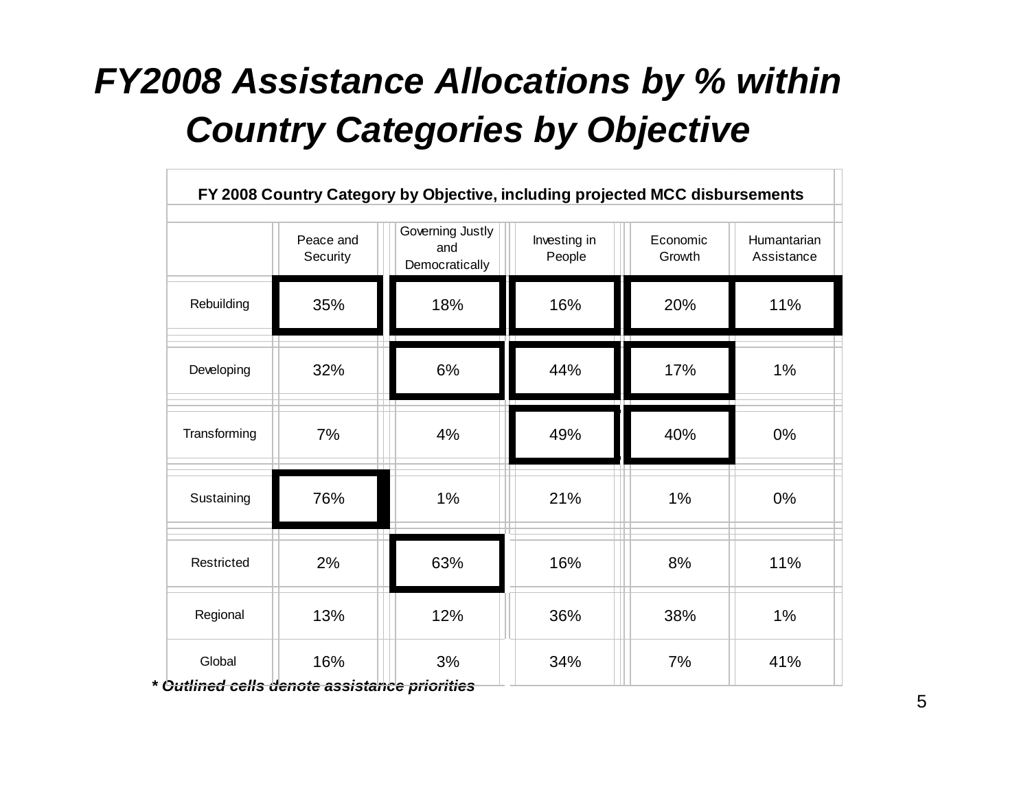# *FY2008 Assistance Allocations by % within Country Categories by Objective*

**FY 2008 Country Category by Objective, including projected MCC disbursements**

| | Peace and Security | Governing Justly and Democratically | Investing in People | Economic Growth | Humantarian Assistance |
|---|---|---|---|---|---|
| Rebuilding | 35% | 18% | 16% | 20% | 11% |
| Developing | 32% | 6% | 44% | 17% | 1% |
| Transforming | 7% | 4% | 49% | 40% | 0% |
| Sustaining | 76% | 1% | 21% | 1% | 0% |
| Restricted | 2% | 63% | 16% | 8% | 11% |
| Regional | 13% | 12% | 36% | 38% | 1% |
| Global | 16% | 3% | 34% | 7% | 41% |

***\* Outlined cells denote assistance priorities***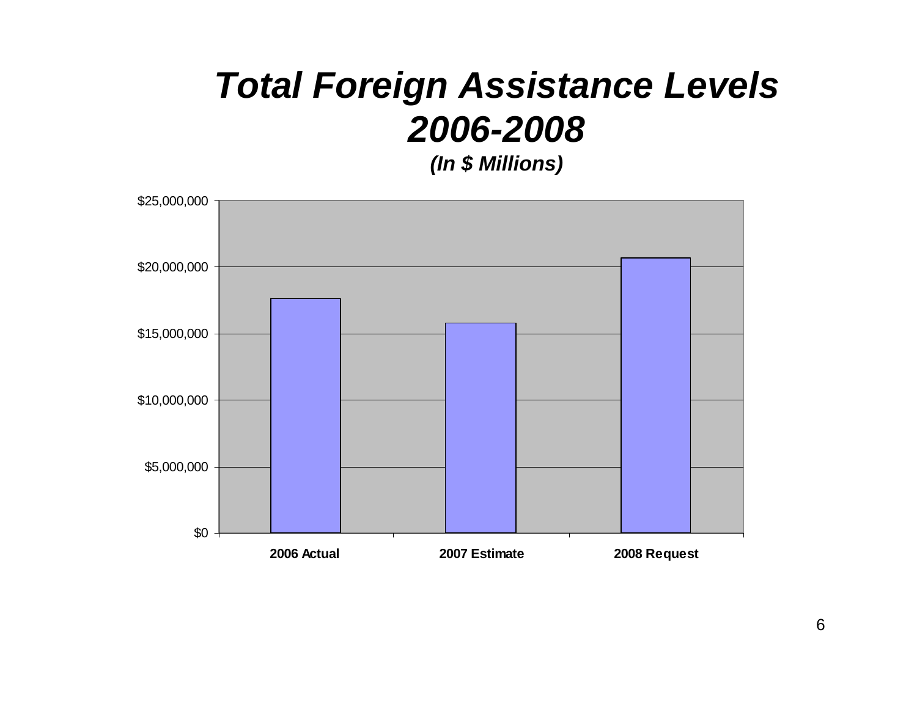# Total Foreign Assistance Levels 2006-2008

***(In $ Millions)***

$25,000,000

$20,000,000

$15,000,000

$10,000,000

$5,000,000

$0

**2006 Actual** **2007 Estimate** **2008 Request**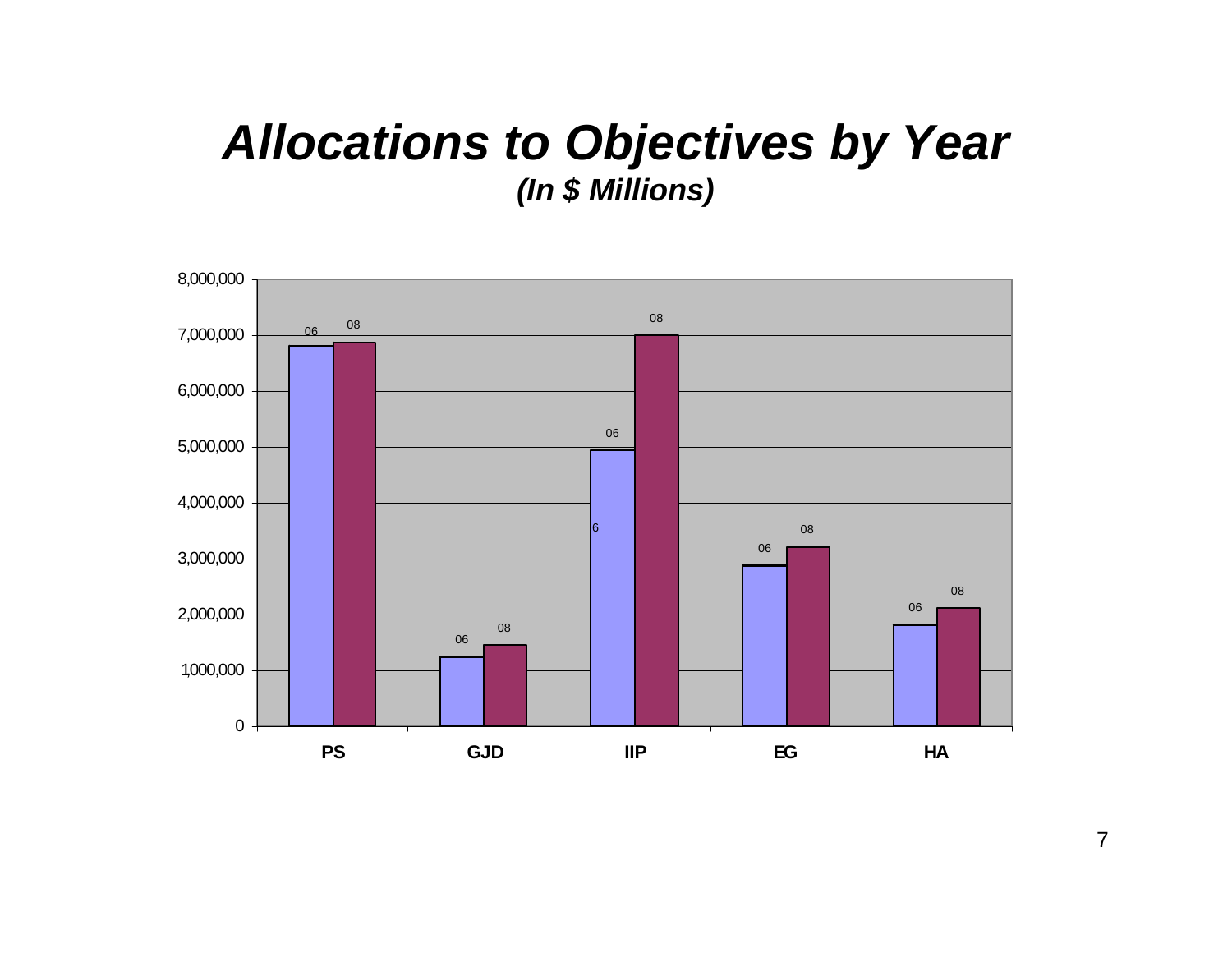# *Allocations to Objectives by Year*

***(In $ Millions)***

| Objective | 06 | 08 |
|---|---|---|
| PS | ~6,800,000 | ~6,870,000 |
| GJD | ~1,230,000 | ~1,450,000 |
| IIP | ~4,940,000 | ~7,000,000 |
| EG | ~2,870,000 | ~3,200,000 |
| HA | ~1,800,000 | ~2,110,000 |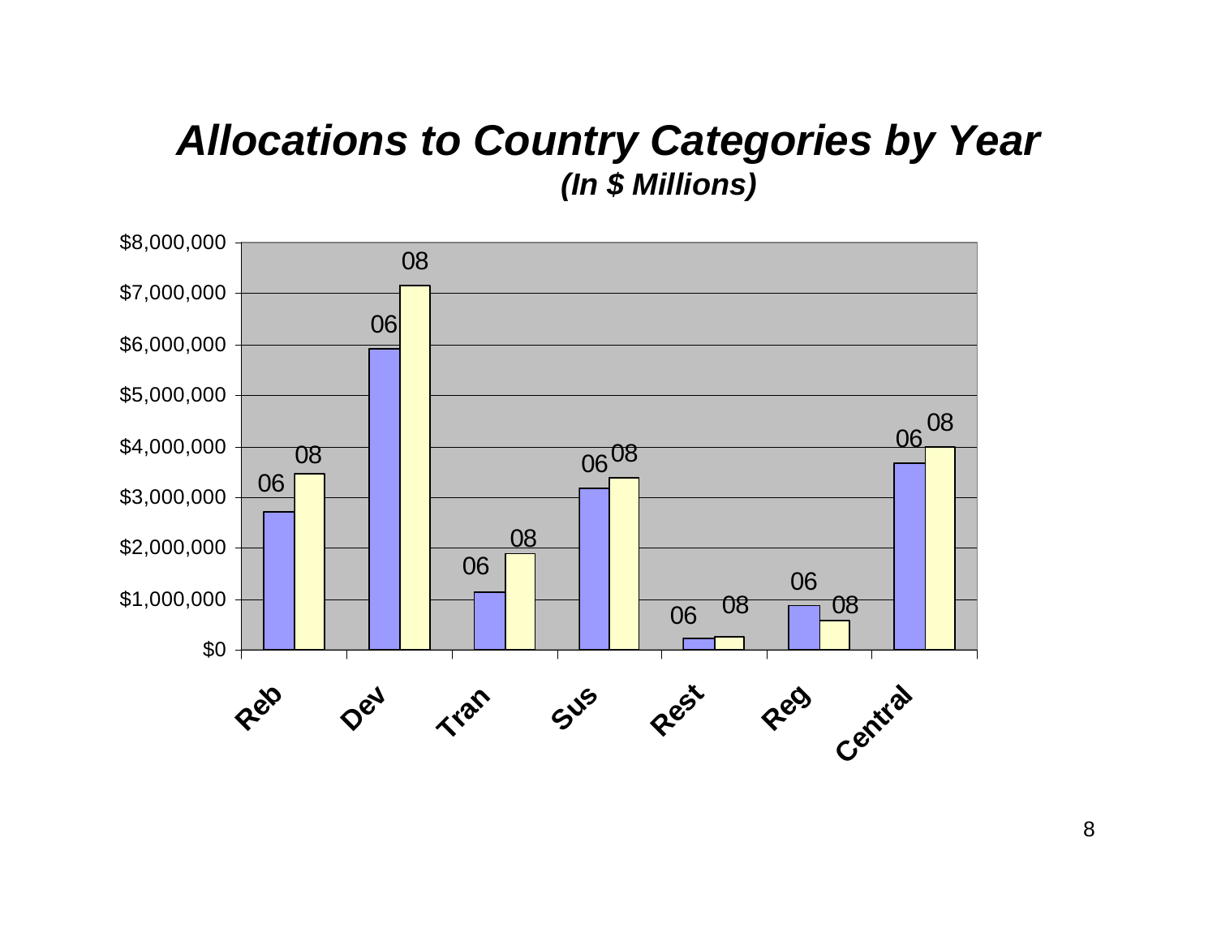# *Allocations to Country Categories by Year*

***(In $ Millions)***

$8,000,000
$7,000,000
$6,000,000
$5,000,000
$4,000,000
$3,000,000
$2,000,000
$1,000,000
$0

06 08 — Reb
06 08 — Dev
06 08 — Tran
06 08 — Sus
06 08 — Rest
06 08 — Reg
06 08 — Central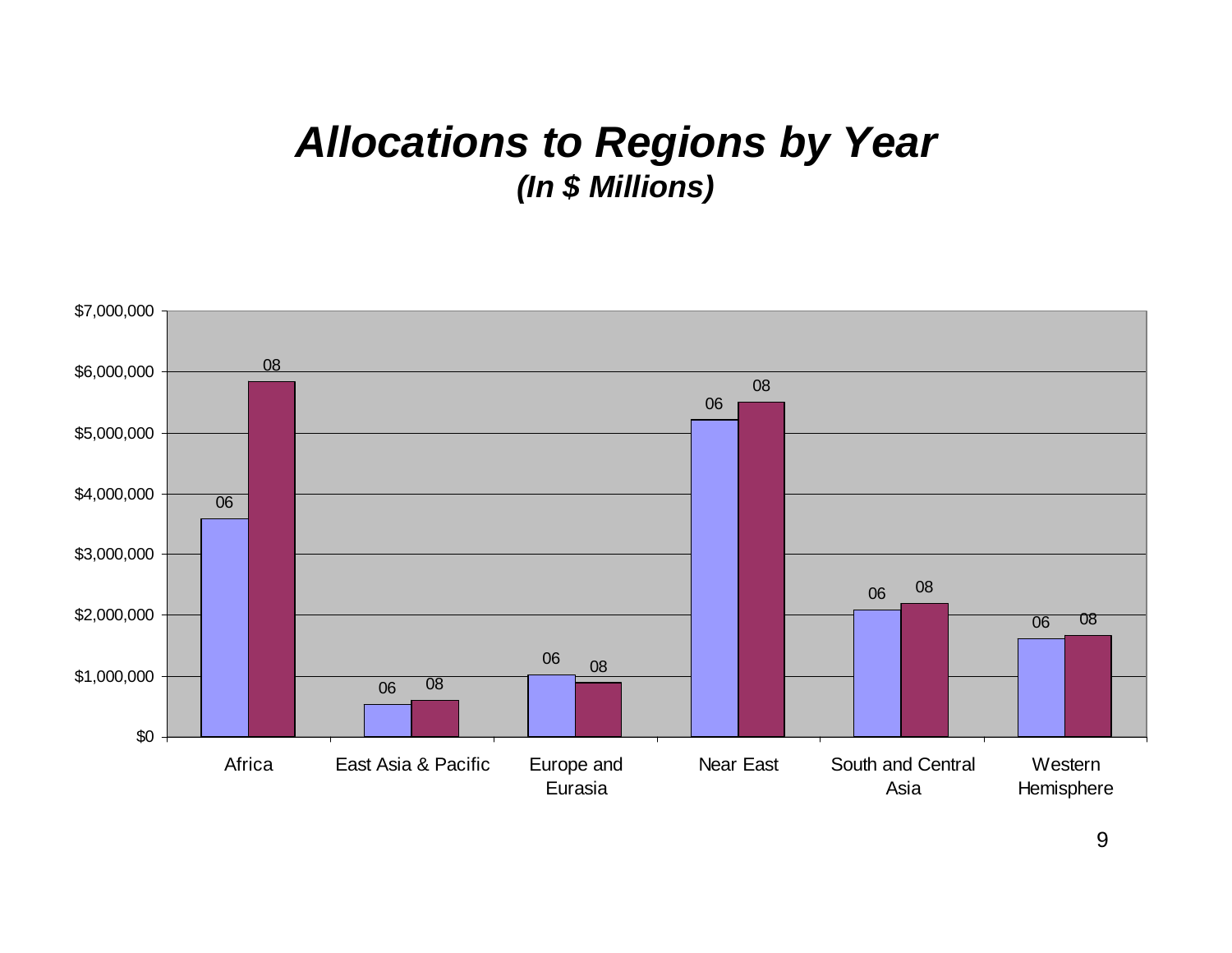# *Allocations to Regions by Year*

### ***(In $ Millions)***

$7,000,000
$6,000,000
$5,000,000
$4,000,000
$3,000,000
$2,000,000
$1,000,000
$0

| Region | 06 | 08 |
|---|---|---|
| Africa | 06 | 08 |
| East Asia & Pacific | 06 | 08 |
| Europe and Eurasia | 06 | 08 |
| Near East | 06 | 08 |
| South and Central Asia | 06 | 08 |
| Western Hemisphere | 06 | 08 |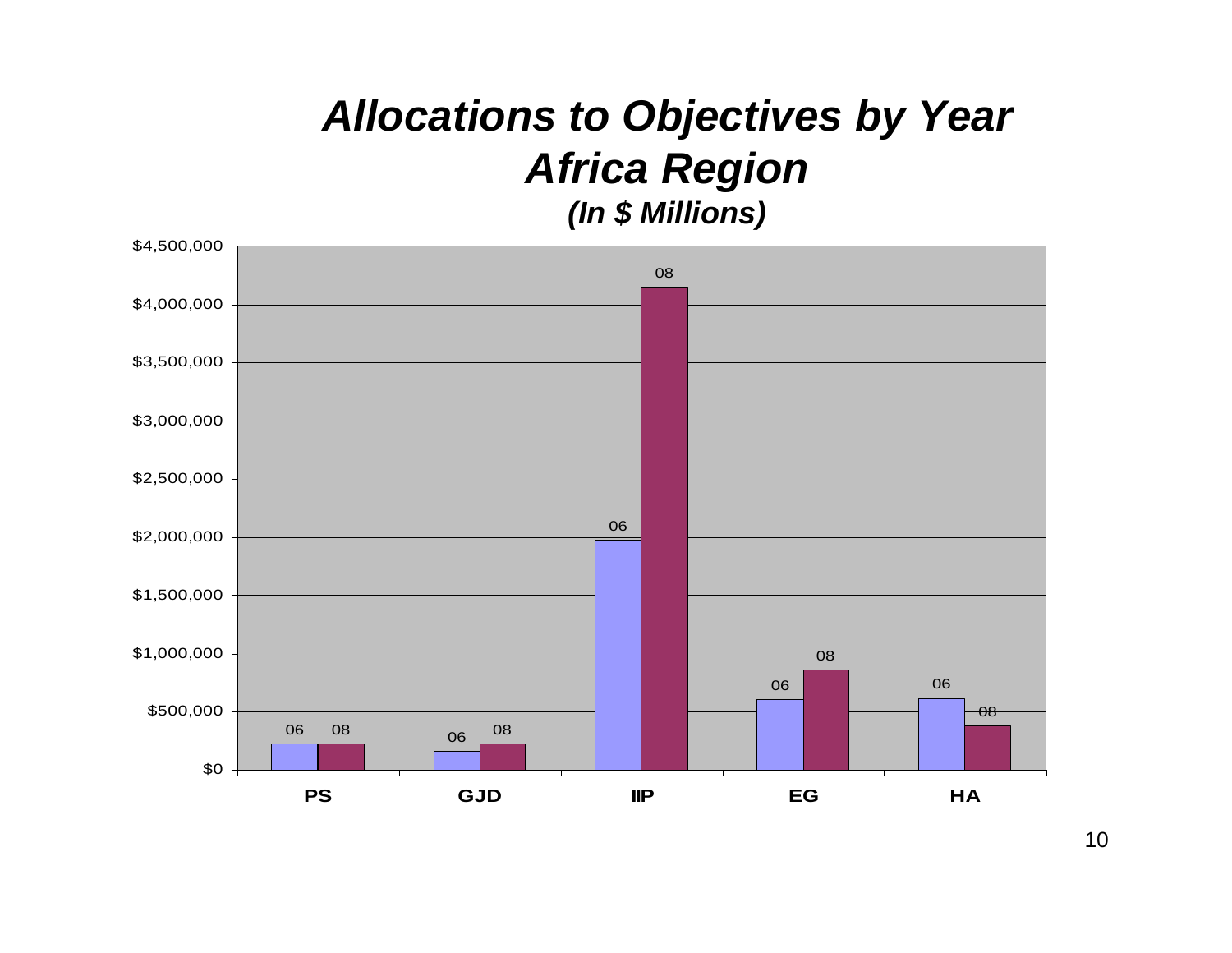# Allocations to Objectives by Year
# Africa Region
### *(In $ Millions)*

| | 06 | 08 |
|---|---|---|
| PS | | |
| GJD | | |
| IIP | | |
| EG | | |
| HA | | |

$4,500,000
$4,000,000
$3,500,000
$3,000,000
$2,500,000
$2,000,000
$1,500,000
$1,000,000
$500,000
$0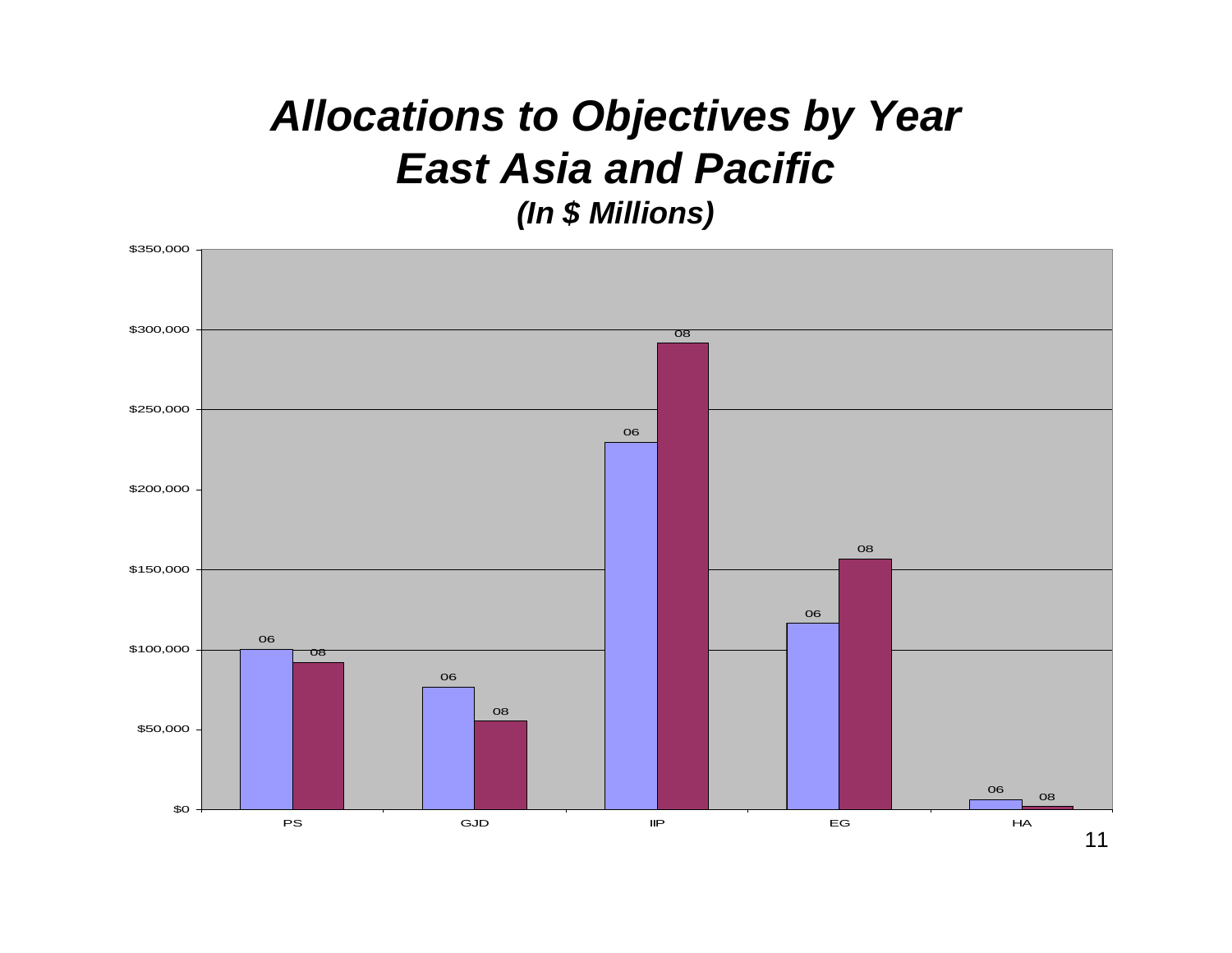# *Allocations to Objectives by Year*
# *East Asia and Pacific*
### *(In $ Millions)*

| Objective | 06 | 08 |
|---|---|---|
| PS | ~$100,000 | ~$92,000 |
| GJD | ~$77,000 | ~$56,000 |
| IIP | ~$230,000 | ~$292,000 |
| EG | ~$117,000 | ~$157,000 |
| HA | ~$6,000 | ~$2,000 |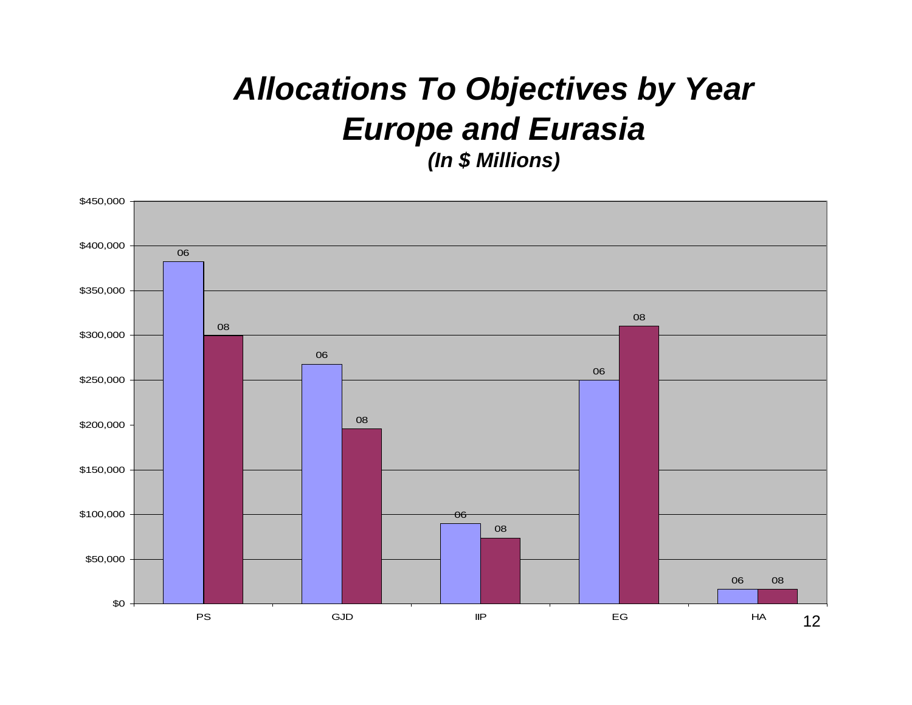# *Allocations To Objectives by Year*
# *Europe and Eurasia*
***(In $ Millions)***

$450,000
$400,000
$350,000
$300,000
$250,000
$200,000
$150,000
$100,000
$50,000
$0

06 08 06 08 06 08 06 08 06 08

PS GJD IIP EG HA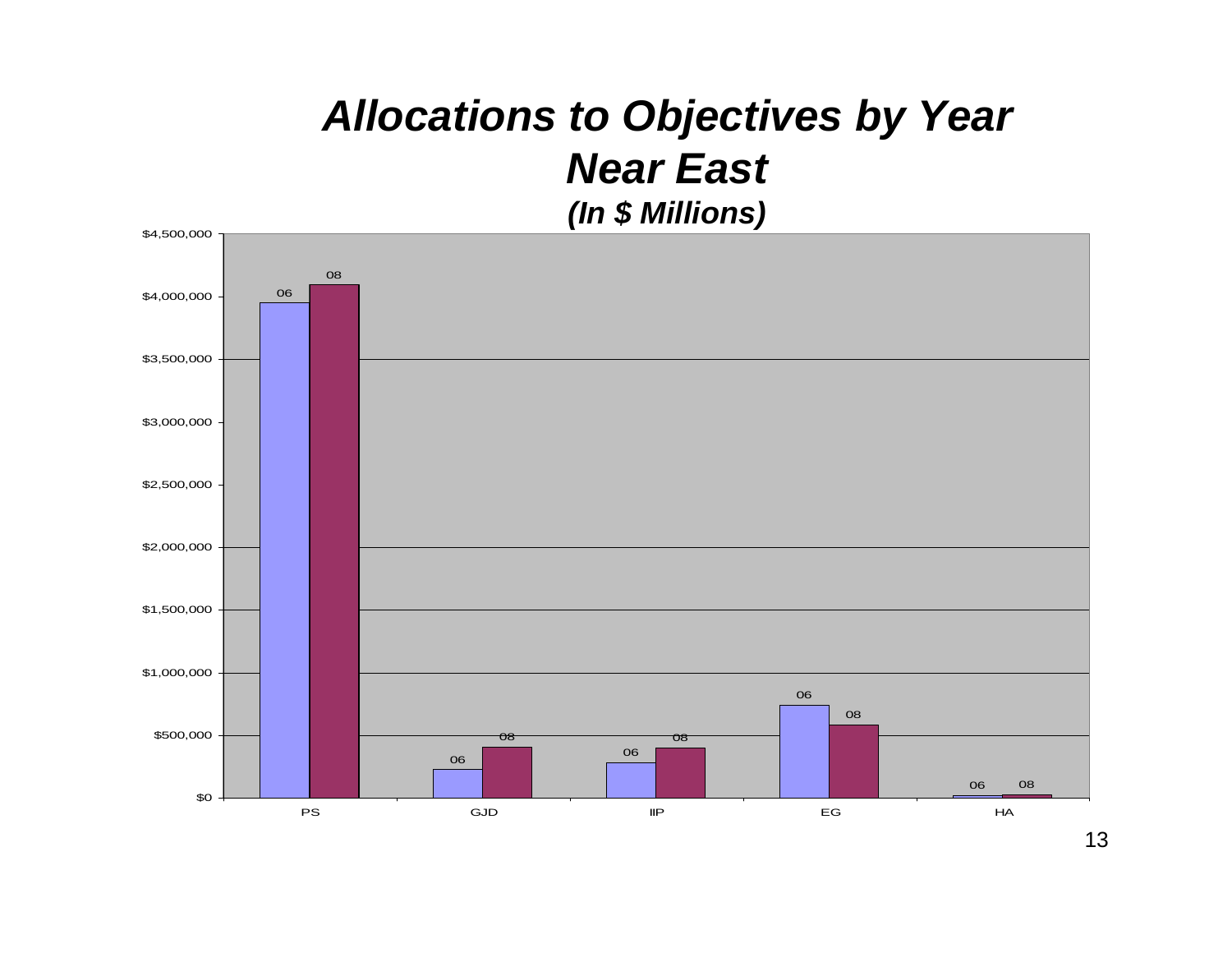# *Allocations to Objectives by Year*
## *Near East*
### *(In $ Millions)*

$4,500,000

$4,000,000

$3,500,000

$3,000,000

$2,500,000

$2,000,000

$1,500,000

$1,000,000

$500,000

$0

06 08 06 08 06 08 06 08 06 08

PS GJD IIP EG HA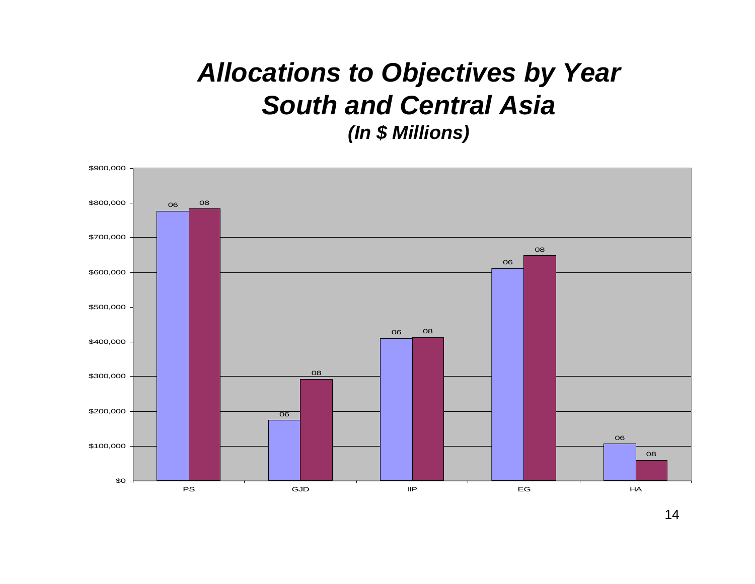# *Allocations to Objectives by Year*
# *South and Central Asia*
### *(In $ Millions)*

$900,000
$800,000
$700,000
$600,000
$500,000
$400,000
$300,000
$200,000
$100,000
$0

06 08 06 08 06 08 06 08 06 08

PS GJD IIP EG HA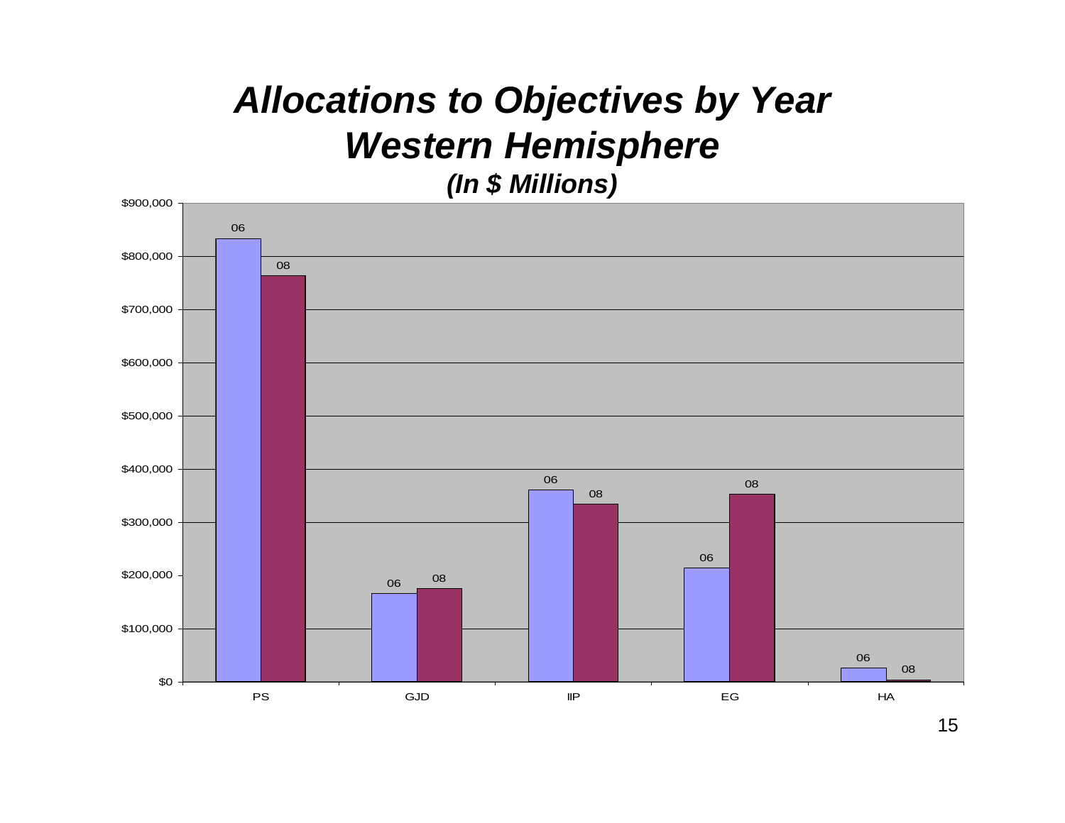# Allocations to Objectives by Year
## Western Hemisphere
### *(In $ Millions)*

$900,000
$800,000
$700,000
$600,000
$500,000
$400,000
$300,000
$200,000
$100,000
$0

06
08

PS
GJD
IIP
EG
HA